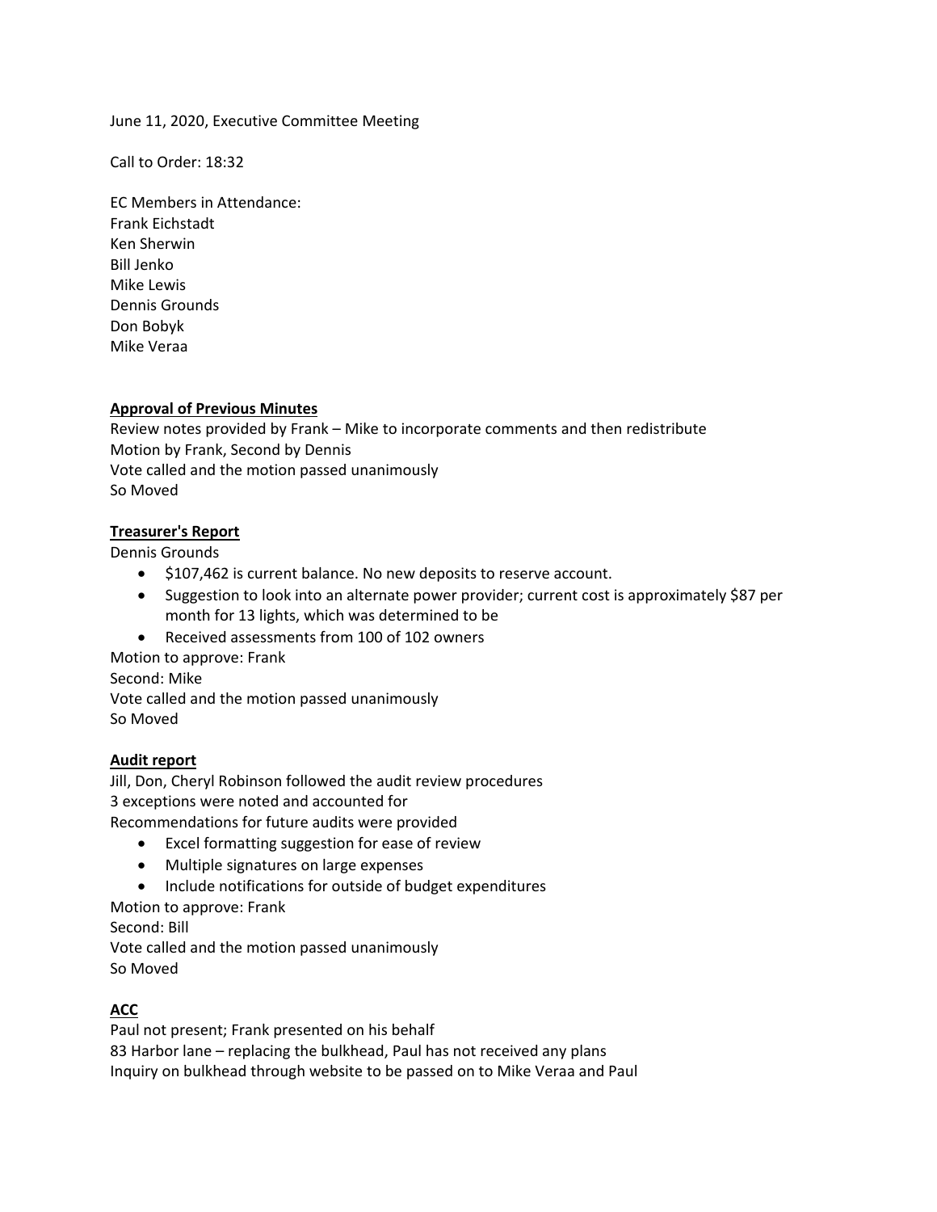June 11, 2020, Executive Committee Meeting

Call to Order: 18:32

EC Members in Attendance:
Frank Eichstadt
Ken Sherwin
Bill Jenko
Mike Lewis
Dennis Grounds
Don Bobyk
Mike Veraa

**Approval of Previous Minutes**

Review notes provided by Frank – Mike to incorporate comments and then redistribute
Motion by Frank, Second by Dennis
Vote called and the motion passed unanimously
So Moved

**Treasurer's Report**

Dennis Grounds

- $107,462 is current balance. No new deposits to reserve account.
- Suggestion to look into an alternate power provider; current cost is approximately $87 per month for 13 lights, which was determined to be
- Received assessments from 100 of 102 owners

Motion to approve: Frank
Second: Mike
Vote called and the motion passed unanimously
So Moved

**Audit report**

Jill, Don, Cheryl Robinson followed the audit review procedures
3 exceptions were noted and accounted for
Recommendations for future audits were provided

- Excel formatting suggestion for ease of review
- Multiple signatures on large expenses
- Include notifications for outside of budget expenditures

Motion to approve: Frank
Second: Bill
Vote called and the motion passed unanimously
So Moved

**ACC**

Paul not present; Frank presented on his behalf
83 Harbor lane – replacing the bulkhead, Paul has not received any plans
Inquiry on bulkhead through website to be passed on to Mike Veraa and Paul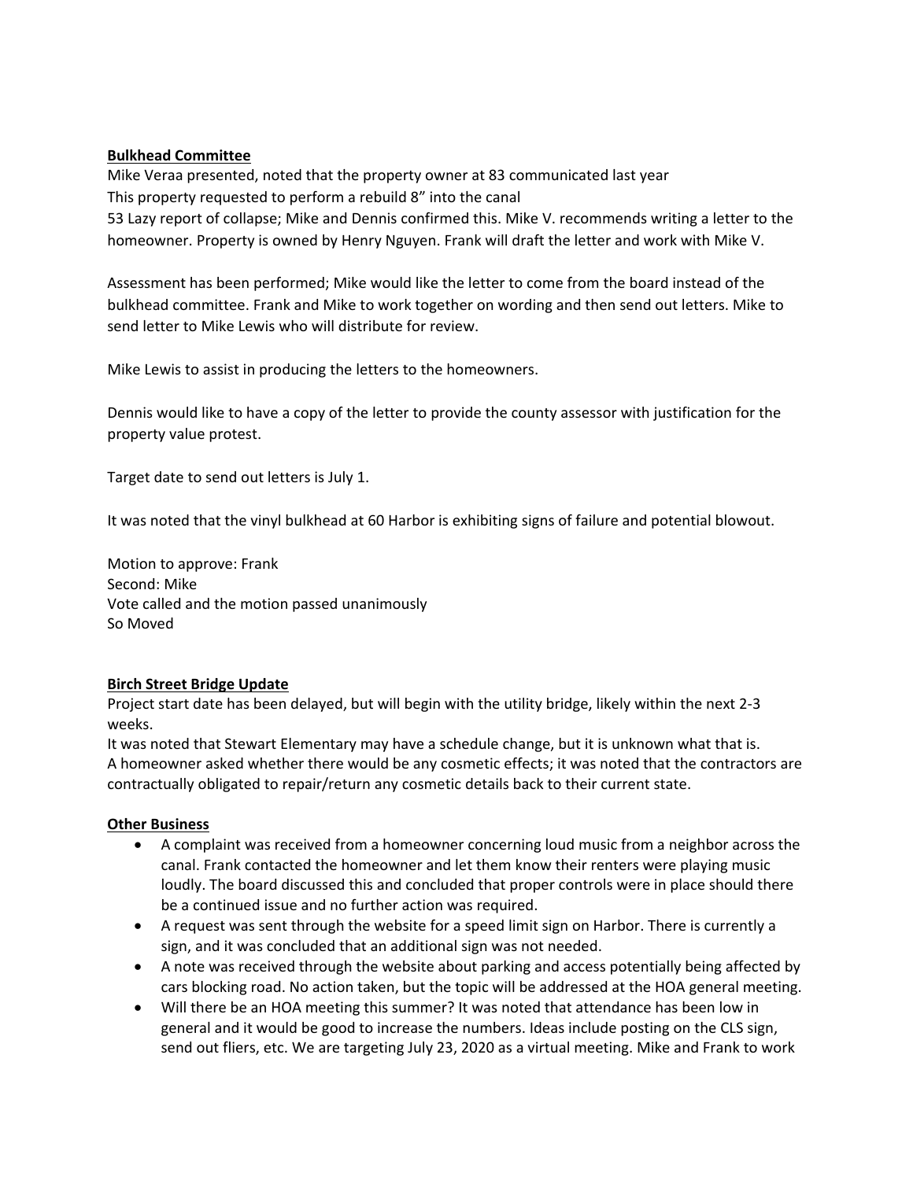**Bulkhead Committee**

Mike Veraa presented, noted that the property owner at 83 communicated last year
This property requested to perform a rebuild 8" into the canal
53 Lazy report of collapse; Mike and Dennis confirmed this. Mike V. recommends writing a letter to the homeowner. Property is owned by Henry Nguyen. Frank will draft the letter and work with Mike V.

Assessment has been performed; Mike would like the letter to come from the board instead of the bulkhead committee. Frank and Mike to work together on wording and then send out letters. Mike to send letter to Mike Lewis who will distribute for review.

Mike Lewis to assist in producing the letters to the homeowners.

Dennis would like to have a copy of the letter to provide the county assessor with justification for the property value protest.

Target date to send out letters is July 1.

It was noted that the vinyl bulkhead at 60 Harbor is exhibiting signs of failure and potential blowout.

Motion to approve: Frank
Second: Mike
Vote called and the motion passed unanimously
So Moved

**Birch Street Bridge Update**

Project start date has been delayed, but will begin with the utility bridge, likely within the next 2-3 weeks.
It was noted that Stewart Elementary may have a schedule change, but it is unknown what that is.
A homeowner asked whether there would be any cosmetic effects; it was noted that the contractors are contractually obligated to repair/return any cosmetic details back to their current state.

**Other Business**

- A complaint was received from a homeowner concerning loud music from a neighbor across the canal. Frank contacted the homeowner and let them know their renters were playing music loudly. The board discussed this and concluded that proper controls were in place should there be a continued issue and no further action was required.
- A request was sent through the website for a speed limit sign on Harbor. There is currently a sign, and it was concluded that an additional sign was not needed.
- A note was received through the website about parking and access potentially being affected by cars blocking road. No action taken, but the topic will be addressed at the HOA general meeting.
- Will there be an HOA meeting this summer? It was noted that attendance has been low in general and it would be good to increase the numbers. Ideas include posting on the CLS sign, send out fliers, etc. We are targeting July 23, 2020 as a virtual meeting. Mike and Frank to work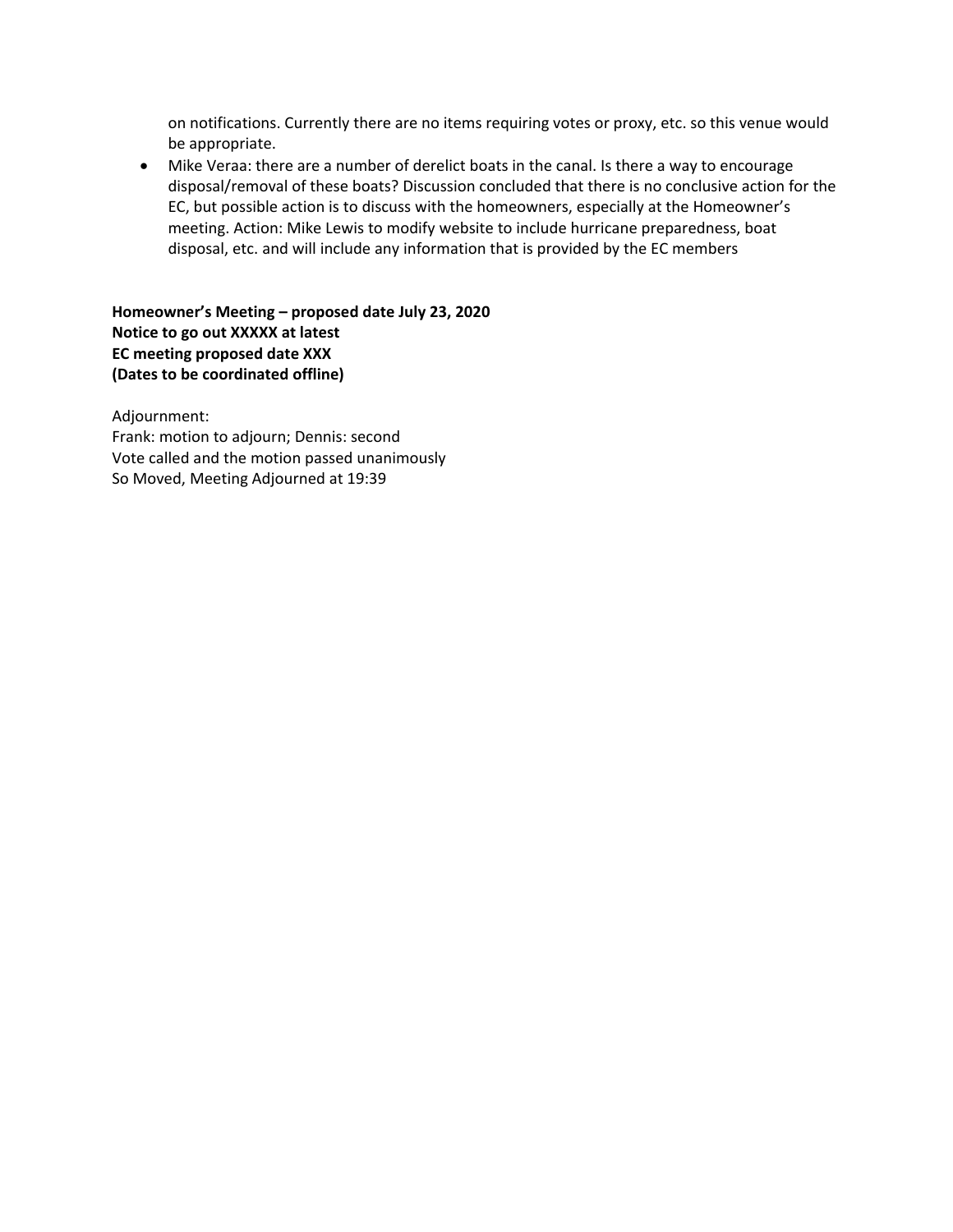on notifications. Currently there are no items requiring votes or proxy, etc. so this venue would be appropriate.

- Mike Veraa: there are a number of derelict boats in the canal. Is there a way to encourage disposal/removal of these boats? Discussion concluded that there is no conclusive action for the EC, but possible action is to discuss with the homeowners, especially at the Homeowner's meeting. Action: Mike Lewis to modify website to include hurricane preparedness, boat disposal, etc. and will include any information that is provided by the EC members

**Homeowner's Meeting – proposed date July 23, 2020**
**Notice to go out XXXXX at latest**
**EC meeting proposed date XXX**
**(Dates to be coordinated offline)**

Adjournment:
Frank: motion to adjourn; Dennis: second
Vote called and the motion passed unanimously
So Moved, Meeting Adjourned at 19:39